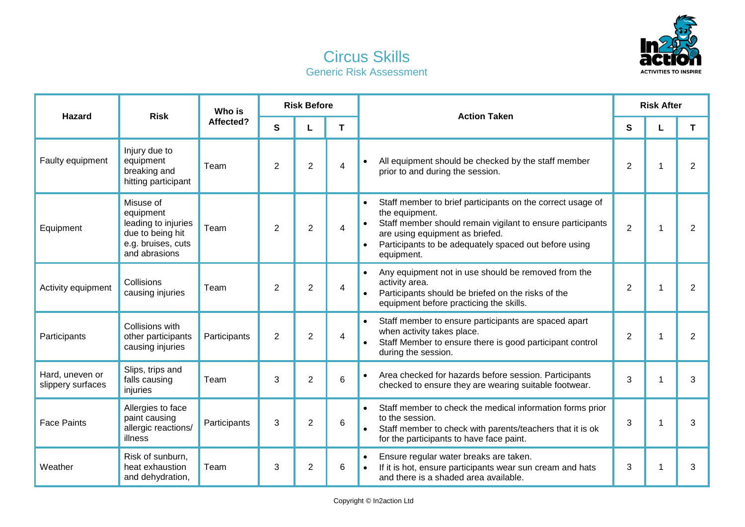# Circus Skills

## Generic Risk Assessment

| Hazard | Risk | Who is Affected? | Risk Before | | | Action Taken | Risk After | | |
|---|---|---|---|---|---|---|---|---|---|
| | | | S | L | T | | S | L | T |
| Faulty equipment | Injury due to equipment breaking and hitting participant | Team | 2 | 2 | 4 | • All equipment should be checked by the staff member prior to and during the session. | 2 | 1 | 2 |
| Equipment | Misuse of equipment leading to injuries due to being hit e.g. bruises, cuts and abrasions | Team | 2 | 2 | 4 | • Staff member to brief participants on the correct usage of the equipment. • Staff member should remain vigilant to ensure participants are using equipment as briefed. • Participants to be adequately spaced out before using equipment. | 2 | 1 | 2 |
| Activity equipment | Collisions causing injuries | Team | 2 | 2 | 4 | • Any equipment not in use should be removed from the activity area. • Participants should be briefed on the risks of the equipment before practicing the skills. | 2 | 1 | 2 |
| Participants | Collisions with other participants causing injuries | Participants | 2 | 2 | 4 | • Staff member to ensure participants are spaced apart when activity takes place. • Staff Member to ensure there is good participant control during the session. | 2 | 1 | 2 |
| Hard, uneven or slippery surfaces | Slips, trips and falls causing injuries | Team | 3 | 2 | 6 | • Area checked for hazards before session. Participants checked to ensure they are wearing suitable footwear. | 3 | 1 | 3 |
| Face Paints | Allergies to face paint causing allergic reactions/ illness | Participants | 3 | 2 | 6 | • Staff member to check the medical information forms prior to the session. • Staff member to check with parents/teachers that it is ok for the participants to have face paint. | 3 | 1 | 3 |
| Weather | Risk of sunburn, heat exhaustion and dehydration, | Team | 3 | 2 | 6 | • Ensure regular water breaks are taken. • If it is hot, ensure participants wear sun cream and hats and there is a shaded area available. | 3 | 1 | 3 |

Copyright © In2action Ltd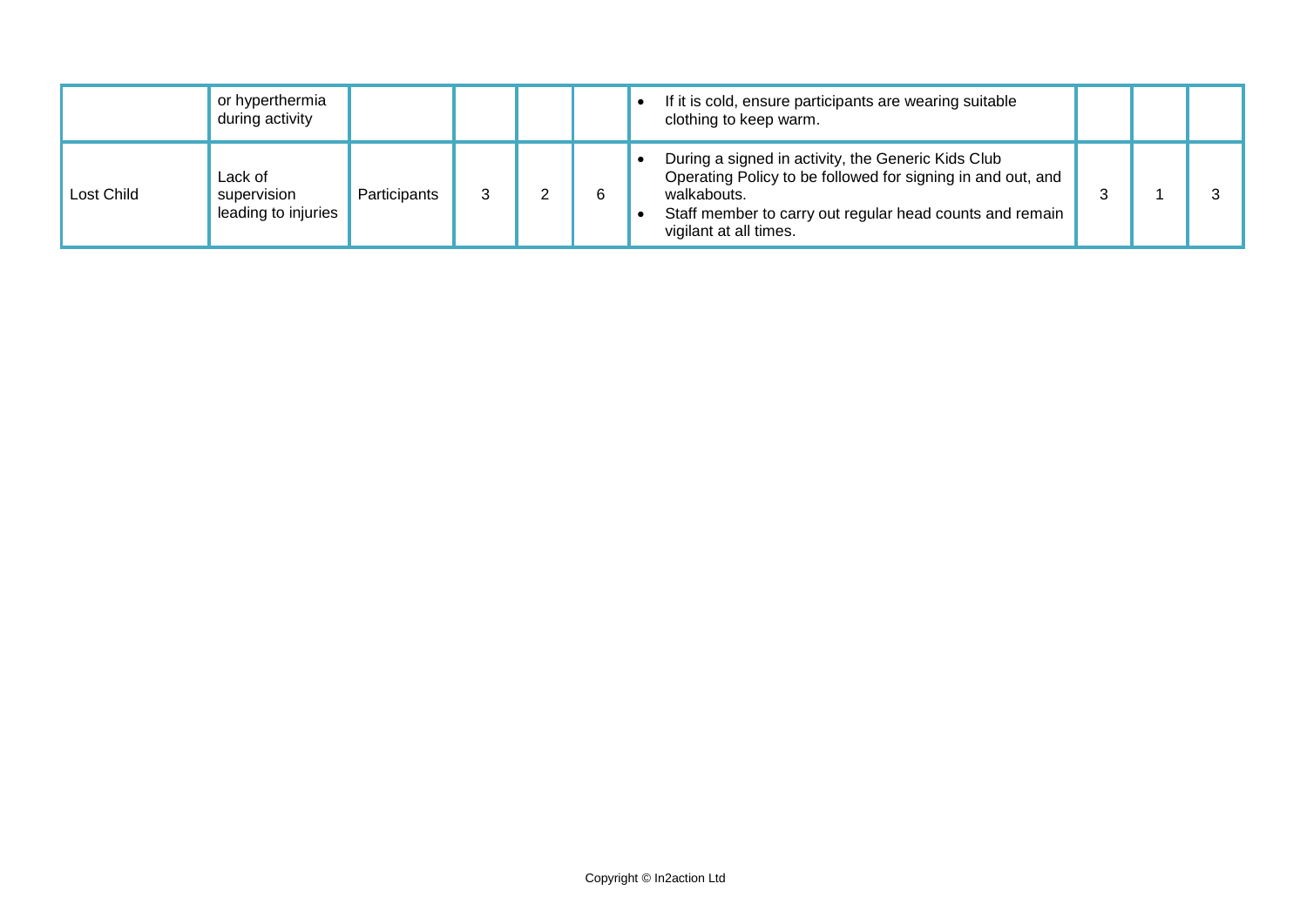| | | | | | | | | | |
|---|---|---|---|---|---|---|---|---|---|
| | or hyperthermia during activity | | | | | • If it is cold, ensure participants are wearing suitable clothing to keep warm. | | | |
| Lost Child | Lack of supervision leading to injuries | Participants | 3 | 2 | 6 | • During a signed in activity, the Generic Kids Club Operating Policy to be followed for signing in and out, and walkabouts.<br>• Staff member to carry out regular head counts and remain vigilant at all times. | 3 | 1 | 3 |

Copyright © In2action Ltd